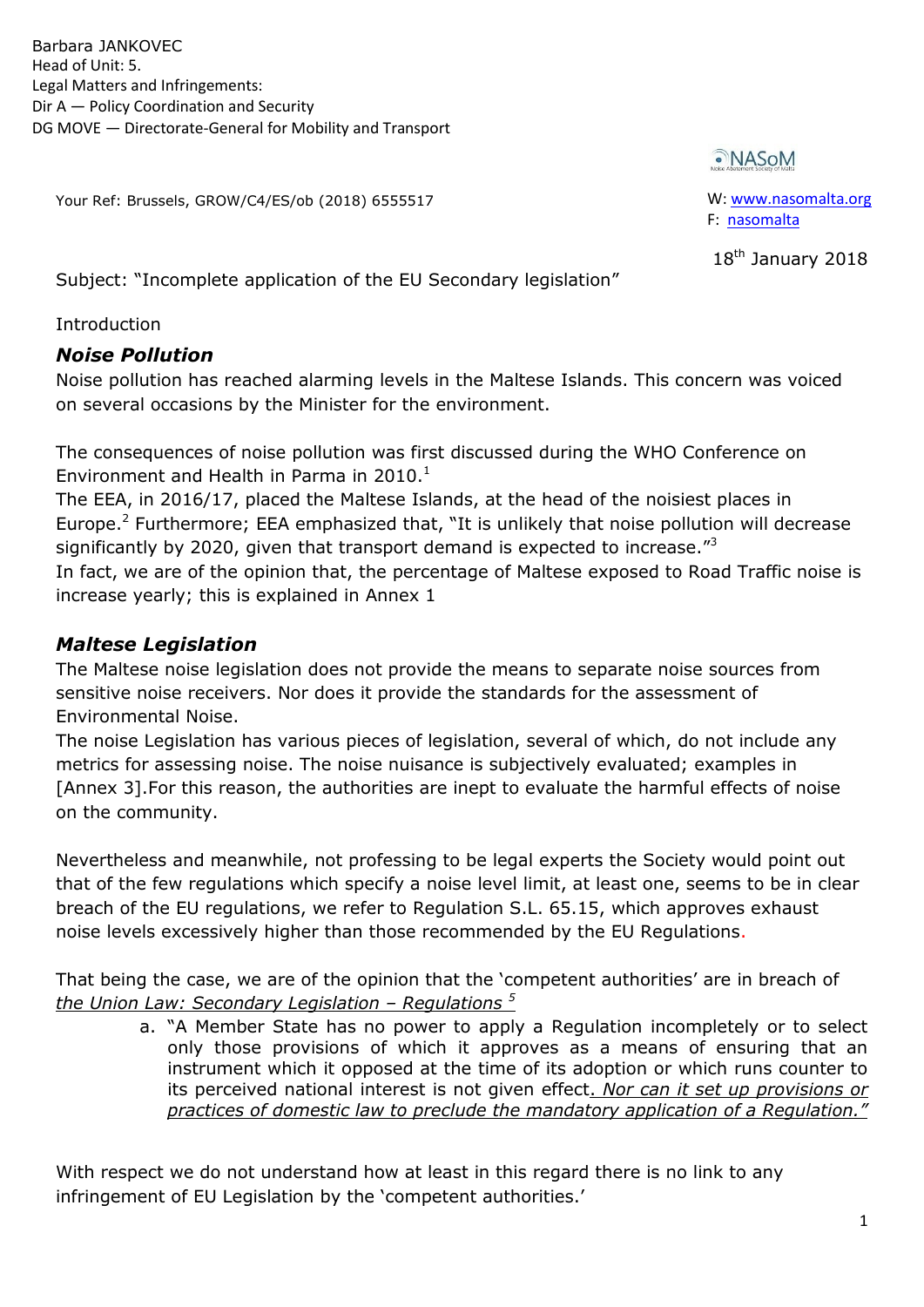Barbara JANKOVEC
Head of Unit: 5.
Legal Matters and Infringements:
Dir A — Policy Coordination and Security
DG MOVE — Directorate-General for Mobility and Transport

NASoM

Your Ref: Brussels, GROW/C4/ES/ob (2018) 6555517

W: www.nasomalta.org
F: nasomalta

18th January 2018

Subject: "Incomplete application of the EU Secondary legislation"

Introduction

### *Noise Pollution*

Noise pollution has reached alarming levels in the Maltese Islands. This concern was voiced on several occasions by the Minister for the environment.

The consequences of noise pollution was first discussed during the WHO Conference on Environment and Health in Parma in 2010.[1]

The EEA, in 2016/17, placed the Maltese Islands, at the head of the noisiest places in Europe.[2] Furthermore; EEA emphasized that, "It is unlikely that noise pollution will decrease significantly by 2020, given that transport demand is expected to increase."[3]

In fact, we are of the opinion that, the percentage of Maltese exposed to Road Traffic noise is increase yearly; this is explained in Annex 1

### *Maltese Legislation*

The Maltese noise legislation does not provide the means to separate noise sources from sensitive noise receivers. Nor does it provide the standards for the assessment of Environmental Noise.

The noise Legislation has various pieces of legislation, several of which, do not include any metrics for assessing noise. The noise nuisance is subjectively evaluated; examples in [Annex 3].For this reason, the authorities are inept to evaluate the harmful effects of noise on the community.

Nevertheless and meanwhile, not professing to be legal experts the Society would point out that of the few regulations which specify a noise level limit, at least one, seems to be in clear breach of the EU regulations, we refer to Regulation S.L. 65.15, which approves exhaust noise levels excessively higher than those recommended by the EU Regulations.

That being the case, we are of the opinion that the 'competent authorities' are in breach of *the Union Law: Secondary Legislation – Regulations* [5]

a. "A Member State has no power to apply a Regulation incompletely or to select only those provisions of which it approves as a means of ensuring that an instrument which it opposed at the time of its adoption or which runs counter to its perceived national interest is not given effect*. Nor can it set up provisions or practices of domestic law to preclude the mandatory application of a Regulation."*

With respect we do not understand how at least in this regard there is no link to any infringement of EU Legislation by the 'competent authorities.'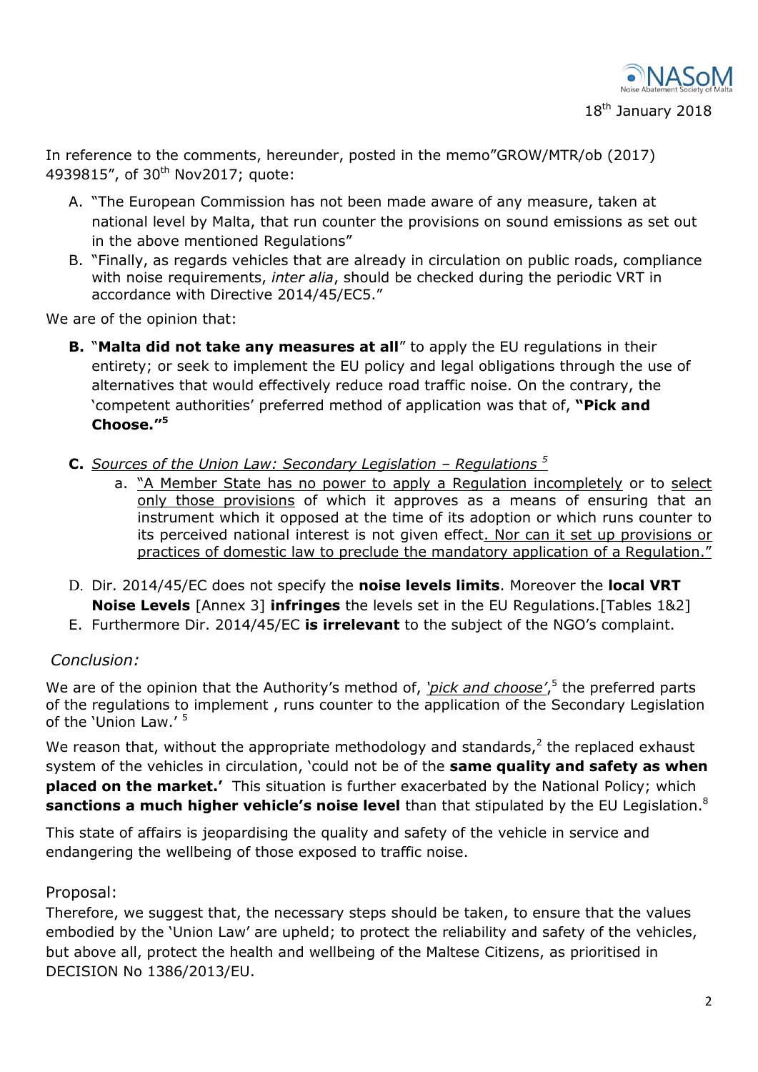18th January 2018

In reference to the comments, hereunder, posted in the memo"GROW/MTR/ob (2017) 4939815", of 30th Nov2017; quote:

A. "The European Commission has not been made aware of any measure, taken at national level by Malta, that run counter the provisions on sound emissions as set out in the above mentioned Regulations"
B. "Finally, as regards vehicles that are already in circulation on public roads, compliance with noise requirements, *inter alia*, should be checked during the periodic VRT in accordance with Directive 2014/45/EC5."

We are of the opinion that:

**B.** "**Malta did not take any measures at all**" to apply the EU regulations in their entirety; or seek to implement the EU policy and legal obligations through the use of alternatives that would effectively reduce road traffic noise. On the contrary, the 'competent authorities' preferred method of application was that of, **"Pick and Choose."**[5]

**C.** *Sources of the Union Law: Secondary Legislation – Regulations* [5]

a. "A Member State has no power to apply a Regulation incompletely or to select only those provisions of which it approves as a means of ensuring that an instrument which it opposed at the time of its adoption or which runs counter to its perceived national interest is not given effect. Nor can it set up provisions or practices of domestic law to preclude the mandatory application of a Regulation."

D. Dir. 2014/45/EC does not specify the **noise levels limits**. Moreover the **local VRT Noise Levels** [Annex 3] **infringes** the levels set in the EU Regulations.[Tables 1&2]
E. Furthermore Dir. 2014/45/EC **is irrelevant** to the subject of the NGO's complaint.

*Conclusion:*

We are of the opinion that the Authority's method of, *'pick and choose'*,[5] the preferred parts of the regulations to implement , runs counter to the application of the Secondary Legislation of the 'Union Law.'[5]

We reason that, without the appropriate methodology and standards,[2] the replaced exhaust system of the vehicles in circulation, 'could not be of the **same quality and safety as when placed on the market.'** This situation is further exacerbated by the National Policy; which **sanctions a much higher vehicle's noise level** than that stipulated by the EU Legislation.[8]

This state of affairs is jeopardising the quality and safety of the vehicle in service and endangering the wellbeing of those exposed to traffic noise.

Proposal:

Therefore, we suggest that, the necessary steps should be taken, to ensure that the values embodied by the 'Union Law' are upheld; to protect the reliability and safety of the vehicles, but above all, protect the health and wellbeing of the Maltese Citizens, as prioritised in DECISION No 1386/2013/EU.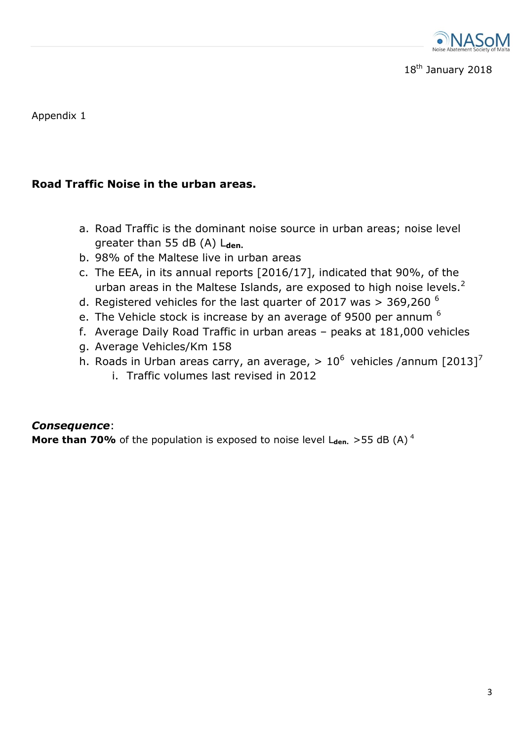18th January 2018

Appendix 1

**Road Traffic Noise in the urban areas.**

a. Road Traffic is the dominant noise source in urban areas; noise level greater than 55 dB (A) $L_{den.}$
b. 98% of the Maltese live in urban areas
c. The EEA, in its annual reports [2016/17], indicated that 90%, of the urban areas in the Maltese Islands, are exposed to high noise levels.[2]
d. Registered vehicles for the last quarter of 2017 was > 369,260 [6]
e. The Vehicle stock is increase by an average of 9500 per annum [6]
f. Average Daily Road Traffic in urban areas – peaks at 181,000 vehicles
g. Average Vehicles/Km 158
h. Roads in Urban areas carry, an average, > $10^6$ vehicles /annum [2013][7]
    i. Traffic volumes last revised in 2012

***Consequence***:
**More than 70%** of the population is exposed to noise level $L_{den.}$ >55 dB (A) [4]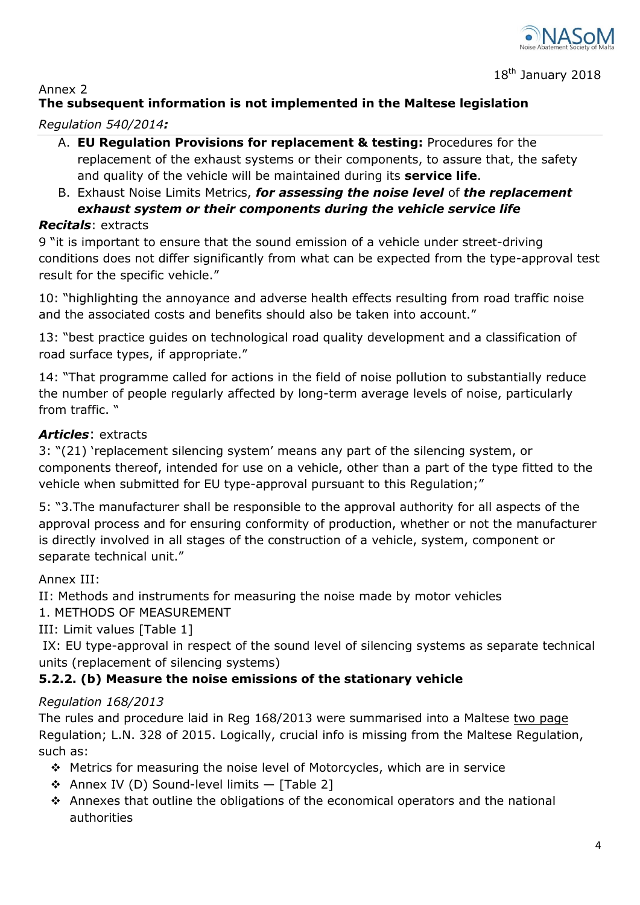18th January 2018

Annex 2

**The subsequent information is not implemented in the Maltese legislation**

*Regulation 540/2014**:***

A. **EU Regulation Provisions for replacement & testing:** Procedures for the replacement of the exhaust systems or their components, to assure that, the safety and quality of the vehicle will be maintained during its **service life**.
B. Exhaust Noise Limits Metrics, ***for assessing the noise level*** of ***the replacement exhaust system or their components during the vehicle service life***

***Recitals***: extracts

9 "it is important to ensure that the sound emission of a vehicle under street-driving conditions does not differ significantly from what can be expected from the type-approval test result for the specific vehicle."

10: "highlighting the annoyance and adverse health effects resulting from road traffic noise and the associated costs and benefits should also be taken into account."

13: "best practice guides on technological road quality development and a classification of road surface types, if appropriate."

14: "That programme called for actions in the field of noise pollution to substantially reduce the number of people regularly affected by long-term average levels of noise, particularly from traffic. "

***Articles***: extracts

3: "(21) 'replacement silencing system' means any part of the silencing system, or components thereof, intended for use on a vehicle, other than a part of the type fitted to the vehicle when submitted for EU type-approval pursuant to this Regulation;"

5: "3.The manufacturer shall be responsible to the approval authority for all aspects of the approval process and for ensuring conformity of production, whether or not the manufacturer is directly involved in all stages of the construction of a vehicle, system, component or separate technical unit."

Annex III:

II: Methods and instruments for measuring the noise made by motor vehicles

1. METHODS OF MEASUREMENT

III: Limit values [Table 1]

IX: EU type-approval in respect of the sound level of silencing systems as separate technical units (replacement of silencing systems)

**5.2.2. (b) Measure the noise emissions of the stationary vehicle**

*Regulation 168/2013*

The rules and procedure laid in Reg 168/2013 were summarised into a Maltese two page Regulation; L.N. 328 of 2015. Logically, crucial info is missing from the Maltese Regulation, such as:

- Metrics for measuring the noise level of Motorcycles, which are in service
- Annex IV (D) Sound-level limits — [Table 2]
- Annexes that outline the obligations of the economical operators and the national authorities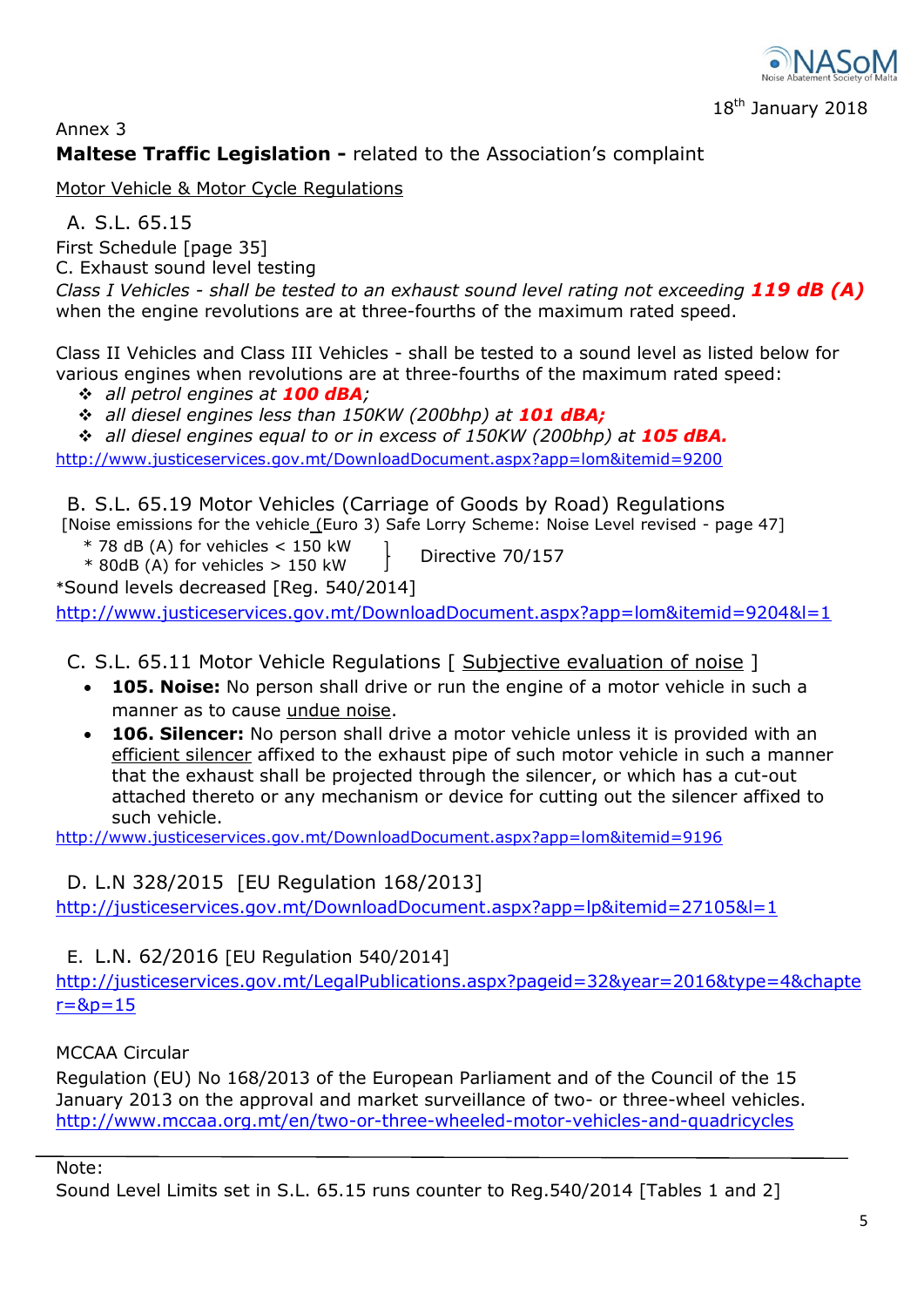18th January 2018

Annex 3

**Maltese Traffic Legislation -** related to the Association's complaint

Motor Vehicle & Motor Cycle Regulations

A. S.L. 65.15

First Schedule [page 35]

C. Exhaust sound level testing

*Class I Vehicles - shall be tested to an exhaust sound level rating not exceeding* ***119 dB (A)*** when the engine revolutions are at three-fourths of the maximum rated speed.

Class II Vehicles and Class III Vehicles - shall be tested to a sound level as listed below for various engines when revolutions are at three-fourths of the maximum rated speed:

- *all petrol engines at* ***100 dBA****;*
- *all diesel engines less than 150KW (200bhp) at* ***101 dBA;***
- *all diesel engines equal to or in excess of 150KW (200bhp) at* ***105 dBA.***

http://www.justiceservices.gov.mt/DownloadDocument.aspx?app=lom&itemid=9200

B. S.L. 65.19 Motor Vehicles (Carriage of Goods by Road) Regulations

[Noise emissions for the vehicle (Euro 3) Safe Lorry Scheme: Noise Level revised - page 47]

- * 78 dB (A) for vehicles < 150 kW
- * 80dB (A) for vehicles > 150 kW

} Directive 70/157

*Sound levels decreased [Reg. 540/2014]

http://www.justiceservices.gov.mt/DownloadDocument.aspx?app=lom&itemid=9204&l=1

C. S.L. 65.11 Motor Vehicle Regulations [ Subjective evaluation of noise ]

- **105. Noise:** No person shall drive or run the engine of a motor vehicle in such a manner as to cause undue noise.
- **106. Silencer:** No person shall drive a motor vehicle unless it is provided with an efficient silencer affixed to the exhaust pipe of such motor vehicle in such a manner that the exhaust shall be projected through the silencer, or which has a cut-out attached thereto or any mechanism or device for cutting out the silencer affixed to such vehicle.

http://www.justiceservices.gov.mt/DownloadDocument.aspx?app=lom&itemid=9196

D. L.N 328/2015 [EU Regulation 168/2013]

http://justiceservices.gov.mt/DownloadDocument.aspx?app=lp&itemid=27105&l=1

E. L.N. 62/2016 [EU Regulation 540/2014]

http://justiceservices.gov.mt/LegalPublications.aspx?pageid=32&year=2016&type=4&chapter=&p=15

MCCAA Circular

Regulation (EU) No 168/2013 of the European Parliament and of the Council of the 15 January 2013 on the approval and market surveillance of two- or three-wheel vehicles.

http://www.mccaa.org.mt/en/two-or-three-wheeled-motor-vehicles-and-quadricycles

---

Note:

Sound Level Limits set in S.L. 65.15 runs counter to Reg.540/2014 [Tables 1 and 2]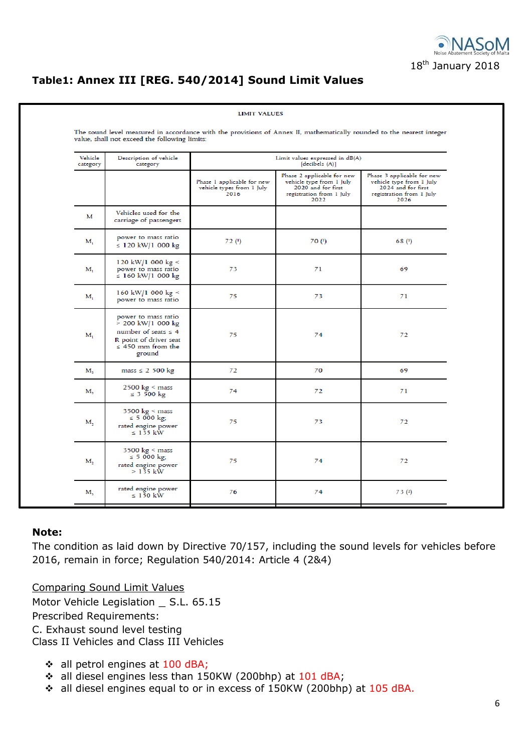18th January 2018

## Table1: Annex III [REG. 540/2014] Sound Limit Values

LIMIT VALUES

The sound level measured in accordance with the provisions of Annex II, mathematically rounded to the nearest integer value, shall not exceed the following limits:

| Vehicle category | Description of vehicle category | Limit values expressed in dB(A) [decibels (A)] | | |
|---|---|---|---|---|
| | | Phase 1 applicable for new vehicle types from 1 July 2016 | Phase 2 applicable for new vehicle type from 1 July 2020 and for first registration from 1 July 2022 | Phase 3 applicable for new vehicle type from 1 July 2024 and for first registration from 1 July 2026 |
| M | Vehicles used for the carriage of passengers | | | |
| $M_1$ | power to mass ratio ≤ 120 kW/1 000 kg | 72 (¹) | 70 (¹) | 68 (¹) |
| $M_1$ | 120 kW/1 000 kg < power to mass ratio ≤ 160 kW/1 000 kg | 73 | 71 | 69 |
| $M_1$ | 160 kW/1 000 kg < power to mass ratio | 75 | 73 | 71 |
| $M_1$ | power to mass ratio > 200 kW/1 000 kg number of seats ≤ 4 R point of driver seat ≤ 450 mm from the ground | 75 | 74 | 72 |
| $M_2$ | mass ≤ 2 500 kg | 72 | 70 | 69 |
| $M_2$ | 2500 kg < mass ≤ 3 500 kg | 74 | 72 | 71 |
| $M_2$ | 3500 kg < mass ≤ 5 000 kg; rated engine power ≤ 135 kW | 75 | 73 | 72 |
| $M_2$ | 3500 kg < mass ≤ 5 000 kg; rated engine power > 135 kW | 75 | 74 | 72 |
| $M_3$ | rated engine power ≤ 150 kW | 76 | 74 | 73 (²) |

**Note:**

The condition as laid down by Directive 70/157, including the sound levels for vehicles before 2016, remain in force; Regulation 540/2014: Article 4 (2&4)

Comparing Sound Limit Values

Motor Vehicle Legislation _ S.L. 65.15

Prescribed Requirements:

C. Exhaust sound level testing

Class II Vehicles and Class III Vehicles

- all petrol engines at 100 dBA;
- all diesel engines less than 150KW (200bhp) at 101 dBA;
- all diesel engines equal to or in excess of 150KW (200bhp) at 105 dBA.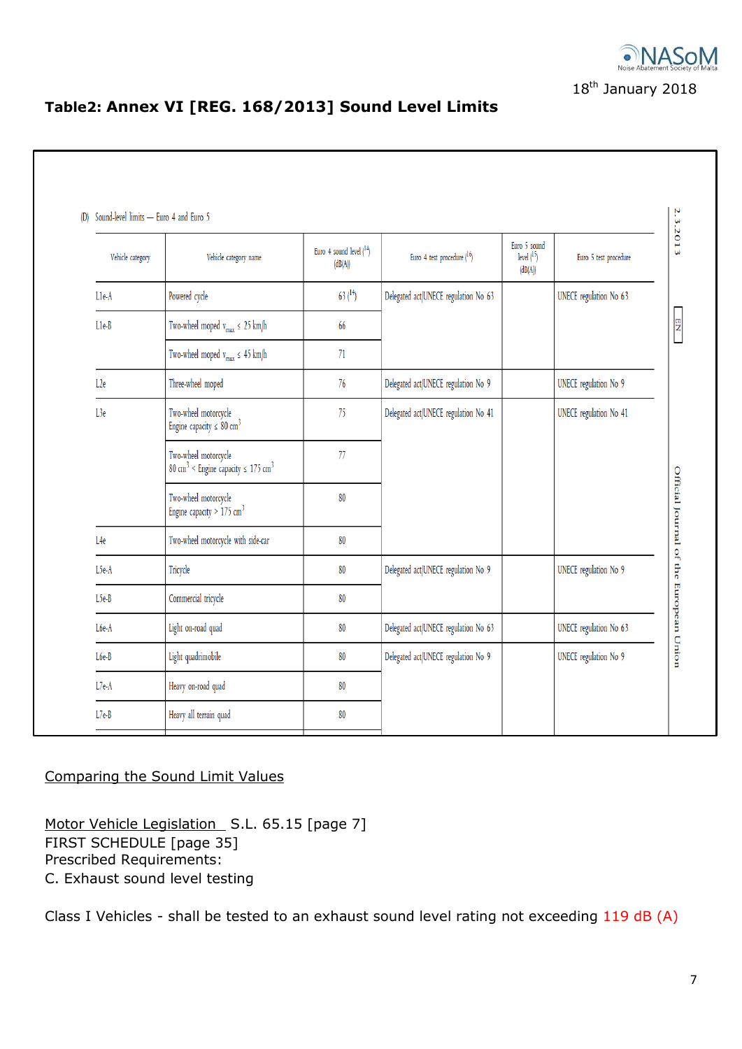18th January 2018

## Table2: Annex VI [REG. 168/2013] Sound Level Limits

(D) Sound-level limits — Euro 4 and Euro 5

| Vehicle category | Vehicle category name | Euro 4 sound level ([14]) (dB(A)) | Euro 4 test procedure ([16]) | Euro 5 sound level ([15]) (dB(A)) | Euro 5 test procedure |
|---|---|---|---|---|---|
| L1e-A | Powered cycle | 63 ([14]) | Delegated act/UNECE regulation No 63 | | UNECE regulation No 63 |
| L1e-B | Two-wheel moped $v_{max} \leq 25$ km/h | 66 | | | |
| | Two-wheel moped $v_{max} \leq 45$ km/h | 71 | | | |
| L2e | Three-wheel moped | 76 | Delegated act/UNECE regulation No 9 | | UNECE regulation No 9 |
| L3e | Two-wheel motorcycle Engine capacity ≤ 80 $cm^3$ | 75 | Delegated act/UNECE regulation No 41 | | UNECE regulation No 41 |
| | Two-wheel motorcycle 80 $cm^3$ < Engine capacity ≤ 175 $cm^3$ | 77 | | | |
| | Two-wheel motorcycle Engine capacity > 175 $cm^3$ | 80 | | | |
| L4e | Two-wheel motorcycle with side-car | 80 | | | |
| L5e-A | Tricycle | 80 | Delegated act/UNECE regulation No 9 | | UNECE regulation No 9 |
| L5e-B | Commercial tricycle | 80 | | | |
| L6e-A | Light on-road quad | 80 | Delegated act/UNECE regulation No 63 | | UNECE regulation No 63 |
| L6e-B | Light quadrimobile | 80 | Delegated act/UNECE regulation No 9 | | UNECE regulation No 9 |
| L7e-A | Heavy on-road quad | 80 | | | |
| L7e-B | Heavy all terrain quad | 80 | | | |

2.3.2013 EN Official Journal of the European Union

Comparing the Sound Limit Values

Motor Vehicle Legislation S.L. 65.15 [page 7]
FIRST SCHEDULE [page 35]
Prescribed Requirements:
C. Exhaust sound level testing

Class I Vehicles - shall be tested to an exhaust sound level rating not exceeding 119 dB (A)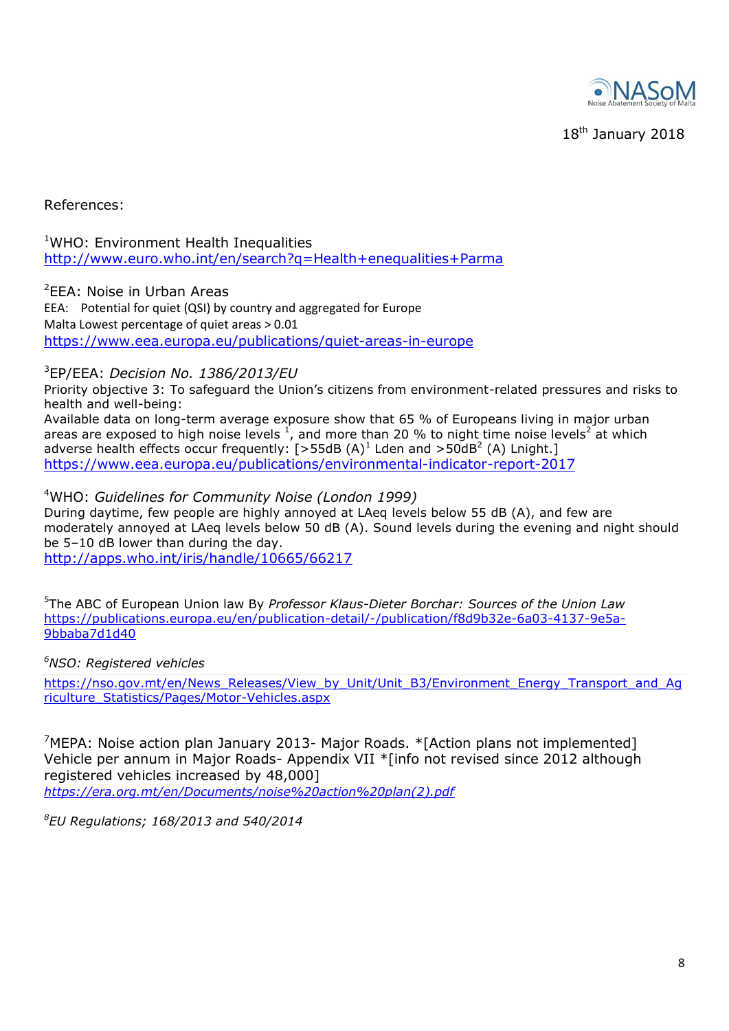18th January 2018

References:

[1]WHO: Environment Health Inequalities
http://www.euro.who.int/en/search?q=Health+enequalities+Parma

[2]EEA: Noise in Urban Areas
EEA: Potential for quiet (QSI) by country and aggregated for Europe
Malta Lowest percentage of quiet areas > 0.01
https://www.eea.europa.eu/publications/quiet-areas-in-europe

[3]EP/EEA: *Decision No. 1386/2013/EU*
Priority objective 3: To safeguard the Union's citizens from environment-related pressures and risks to health and well-being:
Available data on long-term average exposure show that 65 % of Europeans living in major urban areas are exposed to high noise levels [1], and more than 20 % to night time noise levels[2] at which adverse health effects occur frequently: [>55dB (A)[1] Lden and >50dB[2] (A) Lnight.]
https://www.eea.europa.eu/publications/environmental-indicator-report-2017

[4]WHO: *Guidelines for Community Noise (London 1999)*
During daytime, few people are highly annoyed at LAeq levels below 55 dB (A), and few are moderately annoyed at LAeq levels below 50 dB (A). Sound levels during the evening and night should be 5–10 dB lower than during the day.
http://apps.who.int/iris/handle/10665/66217

[5]The ABC of European Union law By *Professor Klaus-Dieter Borchar: Sources of the Union Law*
https://publications.europa.eu/en/publication-detail/-/publication/f8d9b32e-6a03-4137-9e5a-9bbaba7d1d40

[6]*NSO: Registered vehicles*
https://nso.gov.mt/en/News_Releases/View_by_Unit/Unit_B3/Environment_Energy_Transport_and_Agriculture_Statistics/Pages/Motor-Vehicles.aspx

[7]MEPA: Noise action plan January 2013- Major Roads. *[Action plans not implemented]
Vehicle per annum in Major Roads- Appendix VII *[info not revised since 2012 although registered vehicles increased by 48,000]
*https://era.org.mt/en/Documents/noise%20action%20plan(2).pdf*

[8]*EU Regulations; 168/2013 and 540/2014*